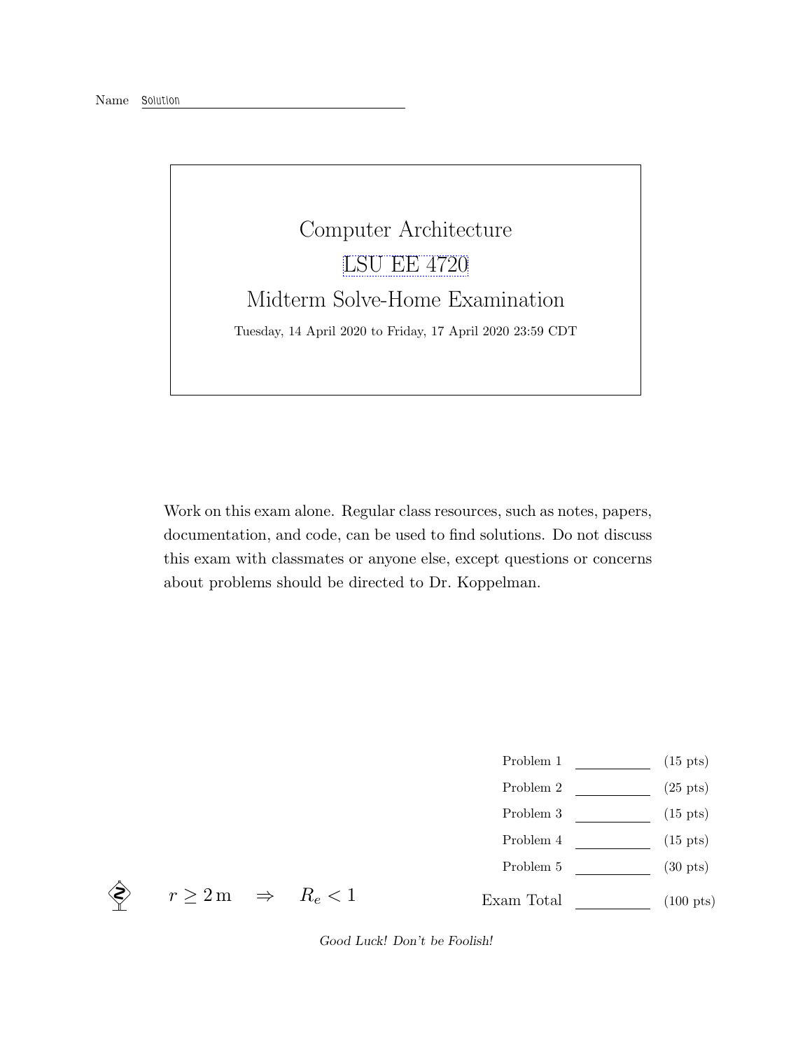Name Solution

# Computer Architecture

LSU EE 4720

Midterm Solve-Home Examination

Tuesday, 14 April 2020 to Friday, 17 April 2020 23:59 CDT

Work on this exam alone. Regular class resources, such as notes, papers, documentation, and code, can be used to find solutions. Do not discuss this exam with classmates or anyone else, except questions or concerns about problems should be directed to Dr. Koppelman.

| | | |
|---|---|---|
| Problem 1 | | (15 pts) |
| Problem 2 | | (25 pts) |
| Problem 3 | | (15 pts) |
| Problem 4 | | (15 pts) |
| Problem 5 | | (30 pts) |
| Exam Total | | (100 pts) |

$r \geq 2\,\text{m} \quad \Rightarrow \quad R_e < 1$

*Good Luck! Don't be Foolish!*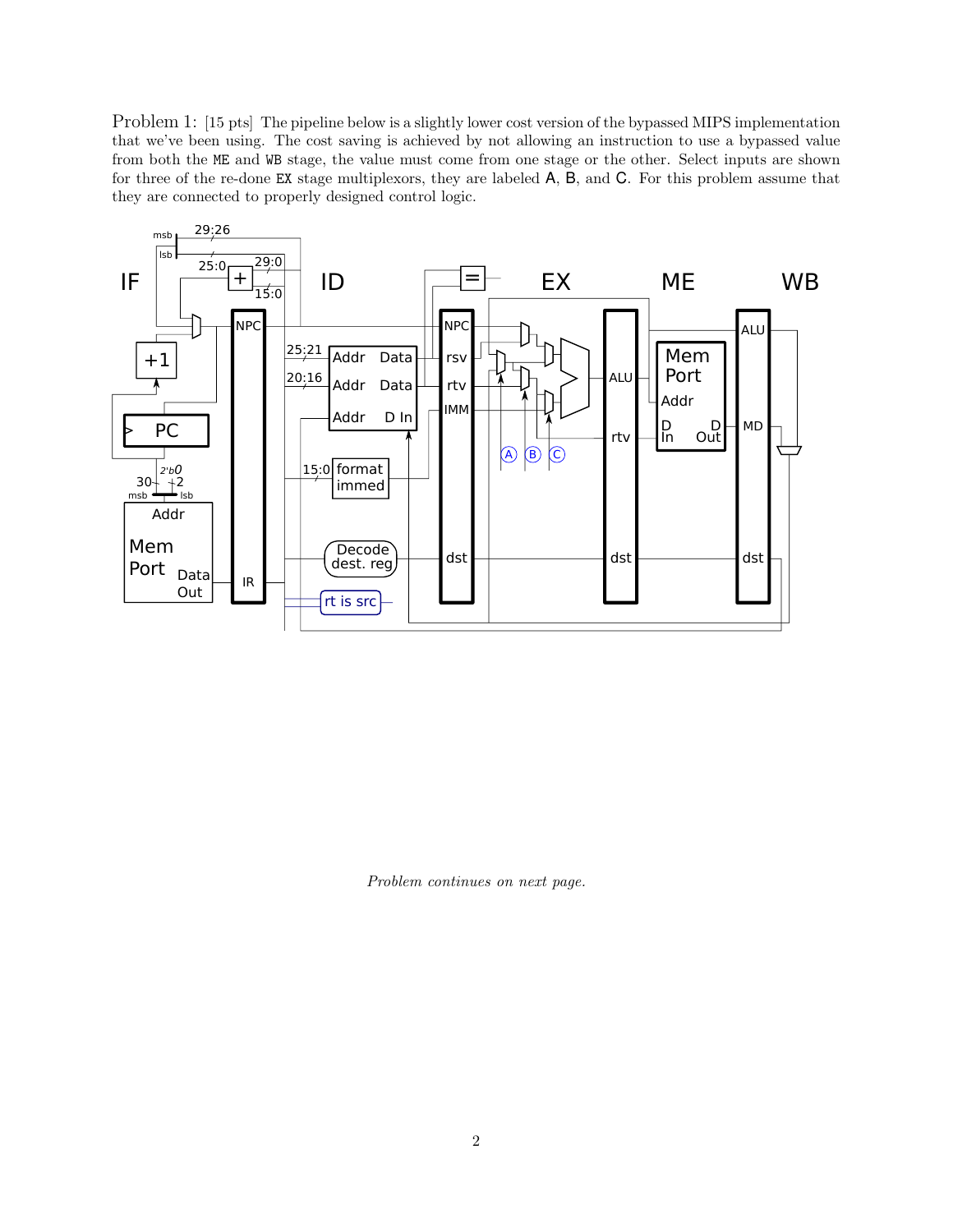Problem 1: [15 pts] The pipeline below is a slightly lower cost version of the bypassed MIPS implementation that we've been using. The cost saving is achieved by not allowing an instruction to use a bypassed value from both the ME and WB stage, the value must come from one stage or the other. Select inputs are shown for three of the re-done EX stage multiplexors, they are labeled A, B, and C. For this problem assume that they are connected to properly designed control logic.

*Problem continues on next page.*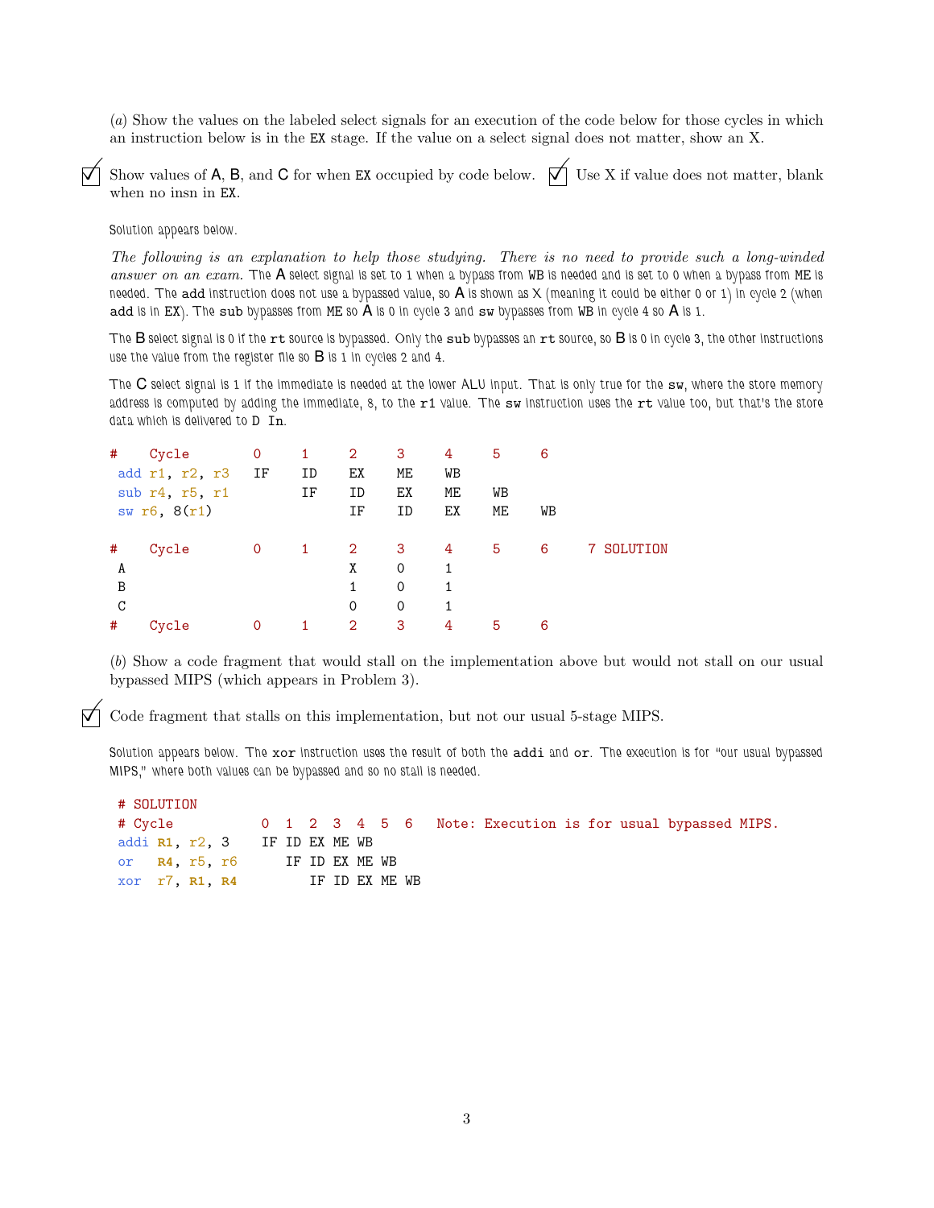(*a*) Show the values on the labeled select signals for an execution of the code below for those cycles in which an instruction below is in the EX stage. If the value on a select signal does not matter, show an X.

☑ Show values of A, B, and C for when EX occupied by code below. ☑ Use X if value does not matter, blank when no insn in EX.

Solution appears below.

*The following is an explanation to help those studying. There is no need to provide such a long-winded answer on an exam.* The A select signal is set to 1 when a bypass from WB is needed and is set to 0 when a bypass from ME is needed. The add instruction does not use a bypassed value, so A is shown as X (meaning it could be either 0 or 1) in cycle 2 (when add is in EX). The sub bypasses from ME so A is 0 in cycle 3 and sw bypasses from WB in cycle 4 so A is 1.

The B select signal is 0 if the rt source is bypassed. Only the sub bypasses an rt source, so B is 0 in cycle 3, the other instructions use the value from the register file so B is 1 in cycles 2 and 4.

The C select signal is 1 if the immediate is needed at the lower ALU input. That is only true for the sw, where the store memory address is computed by adding the immediate, 8, to the r1 value. The sw instruction uses the rt value too, but that's the store data which is delivered to D In.

```
#    Cycle        0     1     2     3     4     5     6
 add r1, r2, r3   IF    ID    EX    ME    WB
 sub r4, r5, r1         IF    ID    EX    ME    WB
 sw r6, 8(r1)                 IF    ID    EX    ME    WB

#    Cycle        0     1     2     3     4     5     6     7 SOLUTION
 A                            X     0     1
 B                            1     0     1
 C                            0     0     1
#    Cycle        0     1     2     3     4     5     6
```

(*b*) Show a code fragment that would stall on the implementation above but would not stall on our usual bypassed MIPS (which appears in Problem 3).

☑ Code fragment that stalls on this implementation, but not our usual 5-stage MIPS.

Solution appears below. The xor instruction uses the result of both the addi and or. The execution is for "our usual bypassed MIPS," where both values can be bypassed and so no stall is needed.

```
# SOLUTION
# Cycle           0  1  2  3  4  5  6   Note: Execution is for usual bypassed MIPS.
addi R1, r2, 3    IF ID EX ME WB
or   R4, r5, r6      IF ID EX ME WB
xor  r7, R1, R4         IF ID EX ME WB
```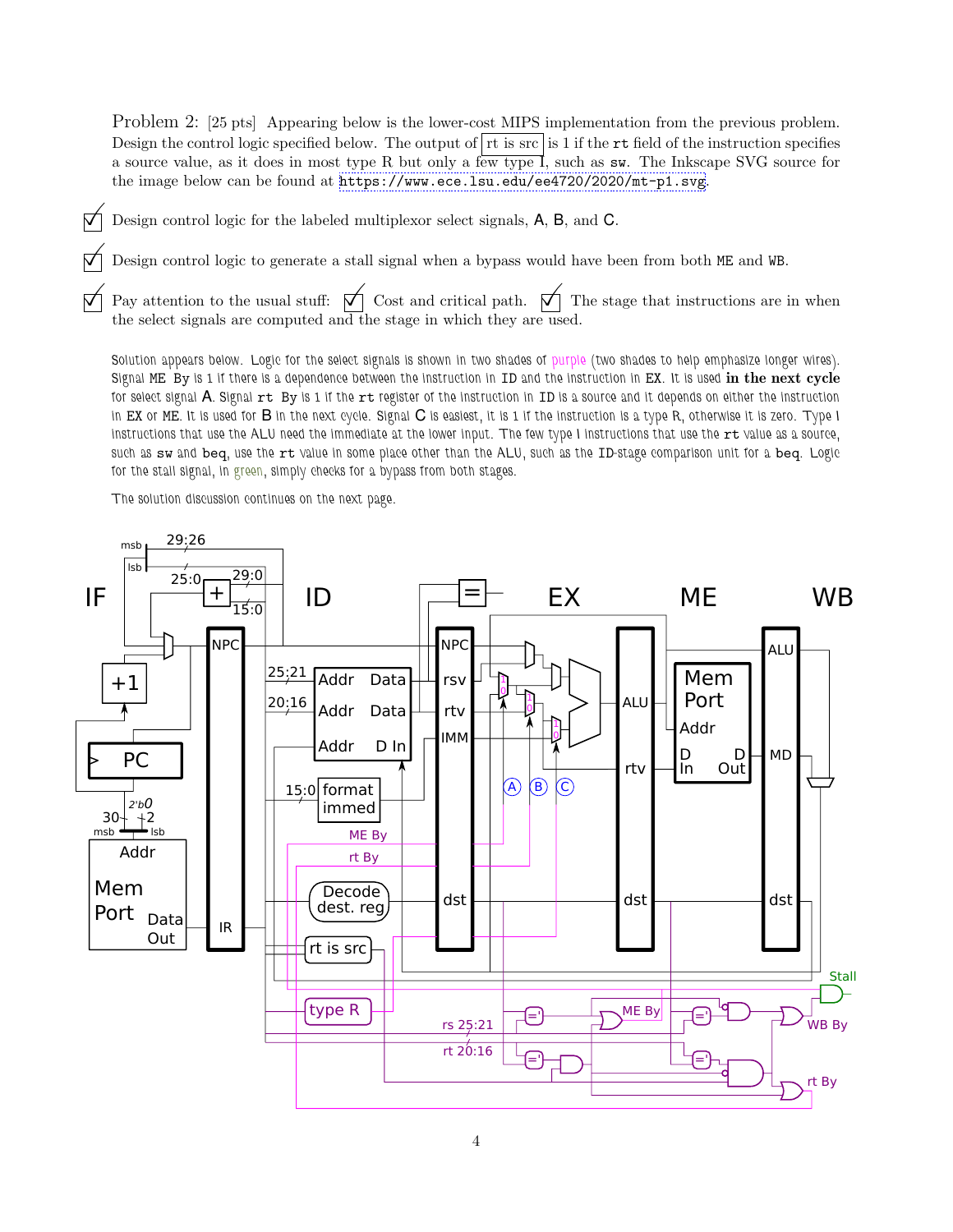Problem 2: [25 pts] Appearing below is the lower-cost MIPS implementation from the previous problem. Design the control logic specified below. The output of rt is src is 1 if the `rt` field of the instruction specifies a source value, as it does in most type R but only a few type I, such as `sw`. The Inkscape SVG source for the image below can be found at https://www.ece.lsu.edu/ee4720/2020/mt-p1.svg.

☑ Design control logic for the labeled multiplexor select signals, A, B, and C.

☑ Design control logic to generate a stall signal when a bypass would have been from both ME and WB.

☑ Pay attention to the usual stuff: ☑ Cost and critical path. ☑ The stage that instructions are in when the select signals are computed and the stage in which they are used.

Solution appears below. Logic for the select signals is shown in two shades of purple (two shades to help emphasize longer wires). Signal ME By is 1 if there is a dependence between the instruction in ID and the instruction in EX. It is used **in the next cycle** for select signal A. Signal `rt` By is 1 if the `rt` register of the instruction in ID is a source and it depends on either the instruction in EX or ME. It is used for B in the next cycle. Signal C is easiest, it is 1 if the instruction is a type R, otherwise it is zero. Type I instructions that use the ALU need the immediate at the lower input. The few type I instructions that use the `rt` value as a source, such as `sw` and `beq`, use the `rt` value in some place other than the ALU, such as the ID-stage comparison unit for a `beq`. Logic for the stall signal, in green, simply checks for a bypass from both stages.

The solution discussion continues on the next page.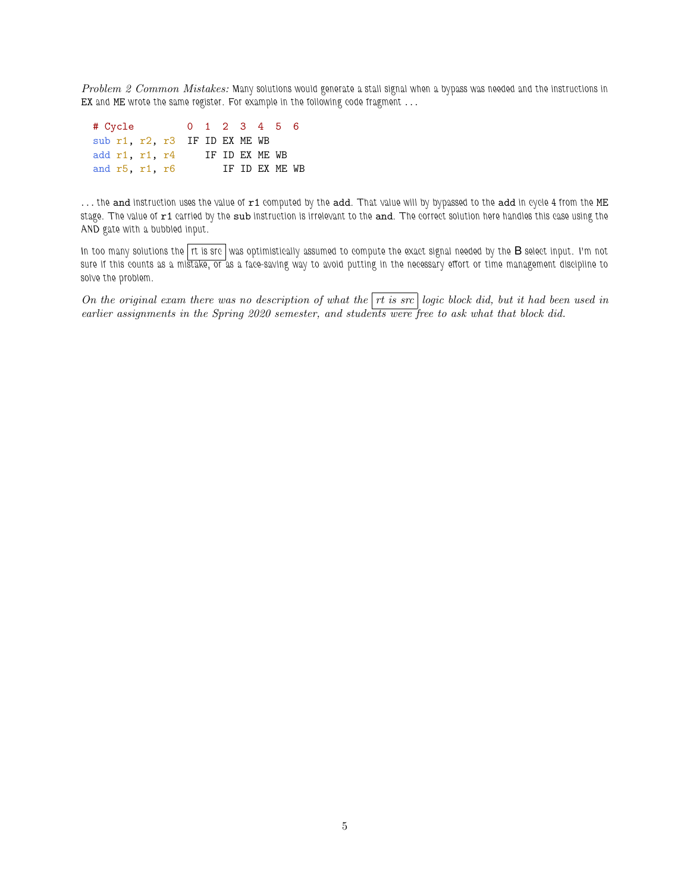*Problem 2 Common Mistakes:* Many solutions would generate a stall signal when a bypass was needed and the instructions in EX and ME wrote the same register. For example in the following code fragment . . .

```
# Cycle         0  1  2  3  4  5  6
sub r1, r2, r3  IF ID EX ME WB
add r1, r1, r4     IF ID EX ME WB
and r5, r1, r6        IF ID EX ME WB
```

. . . the `and` instruction uses the value of `r1` computed by the `add`. That value will by bypassed to the `add` in cycle 4 from the ME stage. The value of `r1` carried by the `sub` instruction is irrelevant to the `and`. The correct solution here handles this case using the AND gate with a bubbled input.

In too many solutions the rt is src was optimistically assumed to compute the exact signal needed by the B select input. I'm not sure if this counts as a mistake, or as a face-saving way to avoid putting in the necessary effort or time management discipline to solve the problem.

*On the original exam there was no description of what the rt is src logic block did, but it had been used in earlier assignments in the Spring 2020 semester, and students were free to ask what that block did.*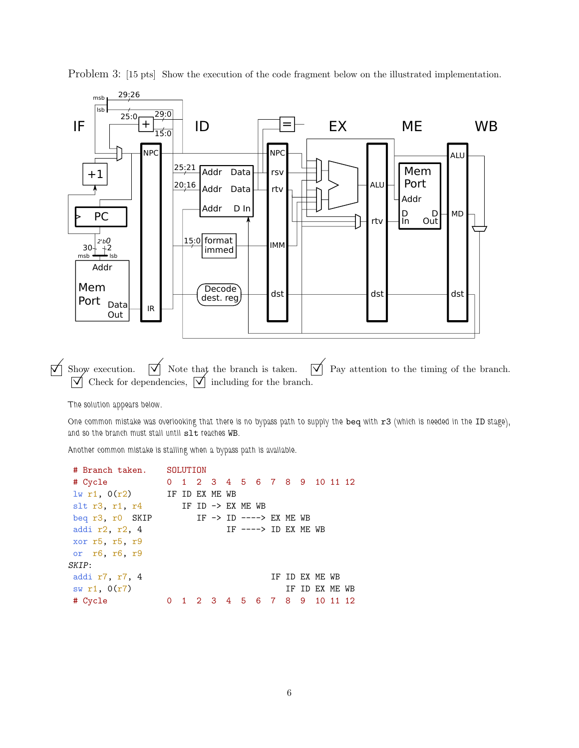Problem 3: [15 pts] Show the execution of the code fragment below on the illustrated implementation.

☑ Show execution. ☑ Note that the branch is taken. ☑ Pay attention to the timing of the branch.
☑ Check for dependencies, ☑ including for the branch.

The solution appears below.

One common mistake was overlooking that there is no bypass path to supply the `beq` with `r3` (which is needed in the ID stage), and so the branch must stall until `slt` reaches WB.

Another common mistake is stalling when a bypass path is available.

```
 # Branch taken.        SOLUTION
 # Cycle                0  1  2  3  4  5  6  7  8  9  10 11 12
 lw r1, 0(r2)           IF ID EX ME WB
 slt r3, r1, r4            IF ID -> EX ME WB
 beq r3, r0  SKIP             IF -> ID ----> EX ME WB
 addi r2, r2, 4                     IF ----> ID EX ME WB
 xor r5, r5, r9
 or  r6, r6, r9
SKIP:
 addi r7, r7, 4                              IF ID EX ME WB
 sw r1, 0(r7)                                   IF ID EX ME WB
 # Cycle                0  1  2  3  4  5  6  7  8  9  10 11 12
```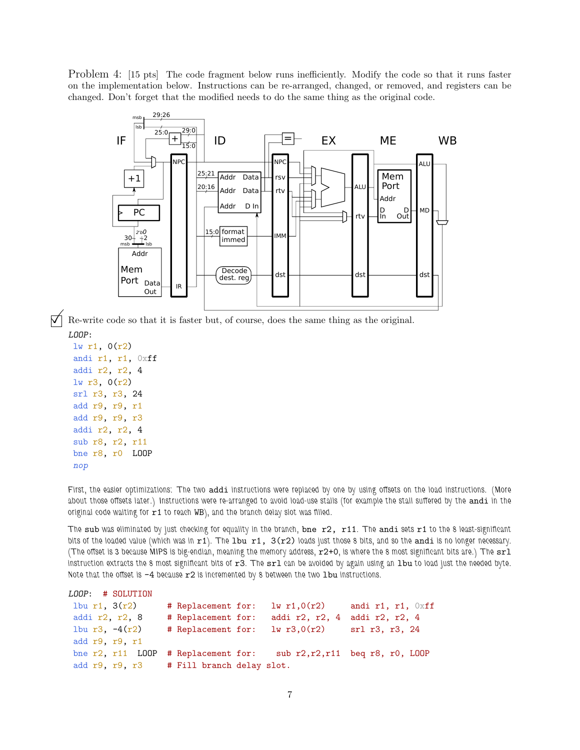Problem 4: [15 pts] The code fragment below runs inefficiently. Modify the code so that it runs faster on the implementation below. Instructions can be re-arranged, changed, or removed, and registers can be changed. Don't forget that the modified needs to do the same thing as the original code.

☑ Re-write code so that it is faster but, of course, does the same thing as the original.

```
LOOP:
 lw r1, 0(r2)
 andi r1, r1, 0xff
 addi r2, r2, 4
 lw r3, 0(r2)
 srl r3, r3, 24
 add r9, r9, r1
 add r9, r9, r3
 addi r2, r2, 4
 sub r8, r2, r11
 bne r8, r0  LOOP
 nop
```

First, the easier optimizations: The two **addi** instructions were replaced by one by using offsets on the load instructions. (More about those offsets later.) Instructions were re-arranged to avoid load-use stalls (for example the stall suffered by the **andi** in the original code waiting for **r1** to reach WB), and the branch delay slot was filled.

The **sub** was eliminated by just checking for equality in the branch, **bne r2, r11**. The **andi** sets **r1** to the 8 least-significant bits of the loaded value (which was in **r1**). The **lbu r1, 3(r2)** loads just those 8 bits, and so the **andi** is no longer necessary. (The offset is 3 because MIPS is big-endian, meaning the memory address, **r2+0**, is where the 8 most significant bits are.) The **srl** instruction extracts the 8 most significant bits of **r3**. The **srl** can be avoided by again using an **lbu** to load just the needed byte. Note that the offset is −4 because **r2** is incremented by 8 between the two **lbu** instructions.

```
LOOP:  # SOLUTION
 lbu r1, 3(r2)      # Replacement for:   lw r1,0(r2)     andi r1, r1, 0xff
 addi r2, r2, 8     # Replacement for:   addi r2, r2, 4  addi r2, r2, 4
 lbu r3, -4(r2)     # Replacement for:   lw r3,0(r2)     srl r3, r3, 24
 add r9, r9, r1
 bne r2, r11  LOOP  # Replacement for:    sub r2,r2,r11  beq r8, r0, LOOP
 add r9, r9, r3     # Fill branch delay slot.
```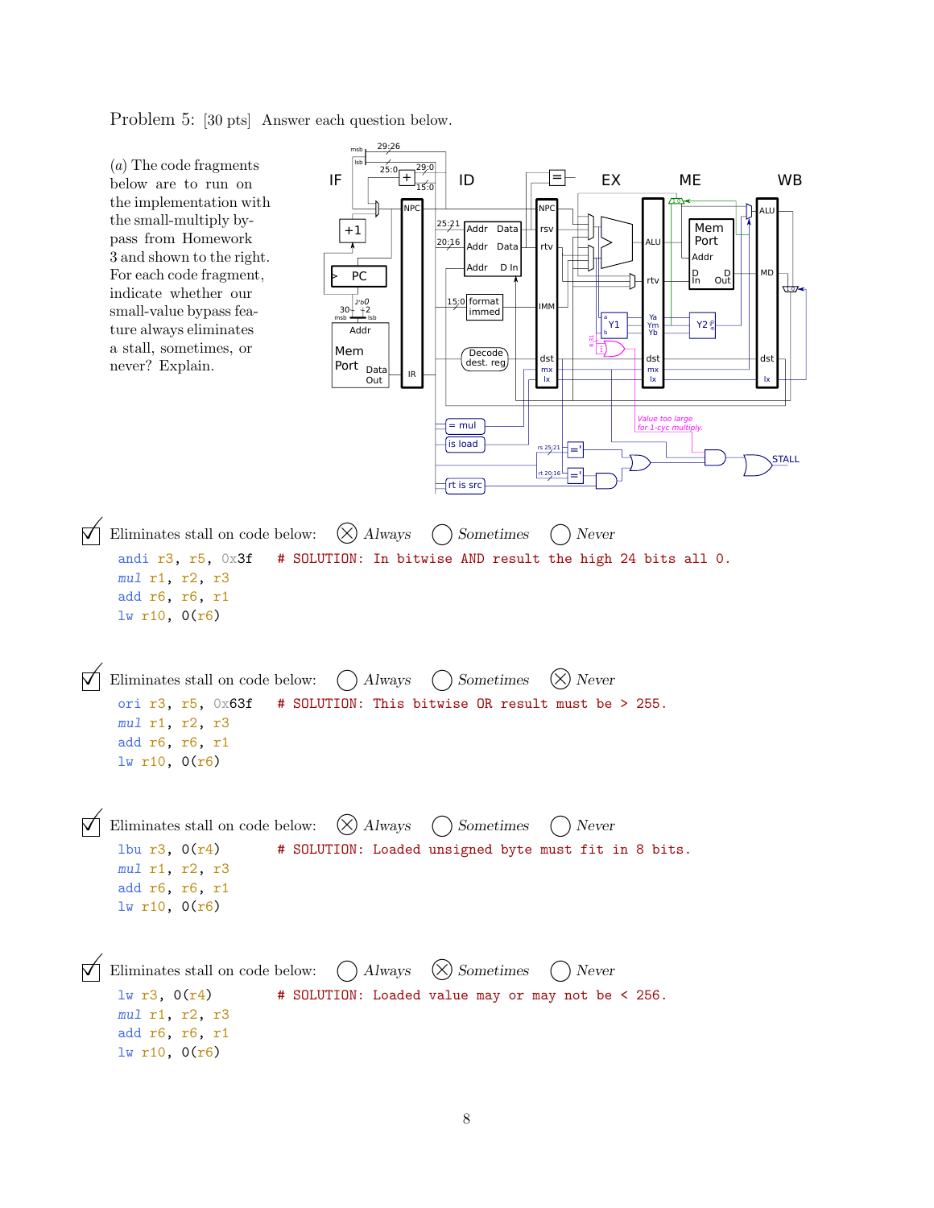Problem 5: [30 pts] Answer each question below.

(a) The code fragments below are to run on the implementation with the small-multiply bypass from Homework 3 and shown to the right. For each code fragment, indicate whether our small-value bypass feature always eliminates a stall, sometimes, or never? Explain.

☑ Eliminates stall on code below: ⊗ *Always* ○ *Sometimes* ○ *Never*

```
andi r3, r5, 0x3f    # SOLUTION: In bitwise AND result the high 24 bits all 0.
mul r1, r2, r3
add r6, r6, r1
lw r10, 0(r6)
```

☑ Eliminates stall on code below: ○ *Always* ○ *Sometimes* ⊗ *Never*

```
ori r3, r5, 0x63f    # SOLUTION: This bitwise OR result must be > 255.
mul r1, r2, r3
add r6, r6, r1
lw r10, 0(r6)
```

☑ Eliminates stall on code below: ⊗ *Always* ○ *Sometimes* ○ *Never*

```
lbu r3, 0(r4)        # SOLUTION: Loaded unsigned byte must fit in 8 bits.
mul r1, r2, r3
add r6, r6, r1
lw r10, 0(r6)
```

☑ Eliminates stall on code below: ○ *Always* ⊗ *Sometimes* ○ *Never*

```
lw r3, 0(r4)         # SOLUTION: Loaded value may or may not be < 256.
mul r1, r2, r3
add r6, r6, r1
lw r10, 0(r6)
```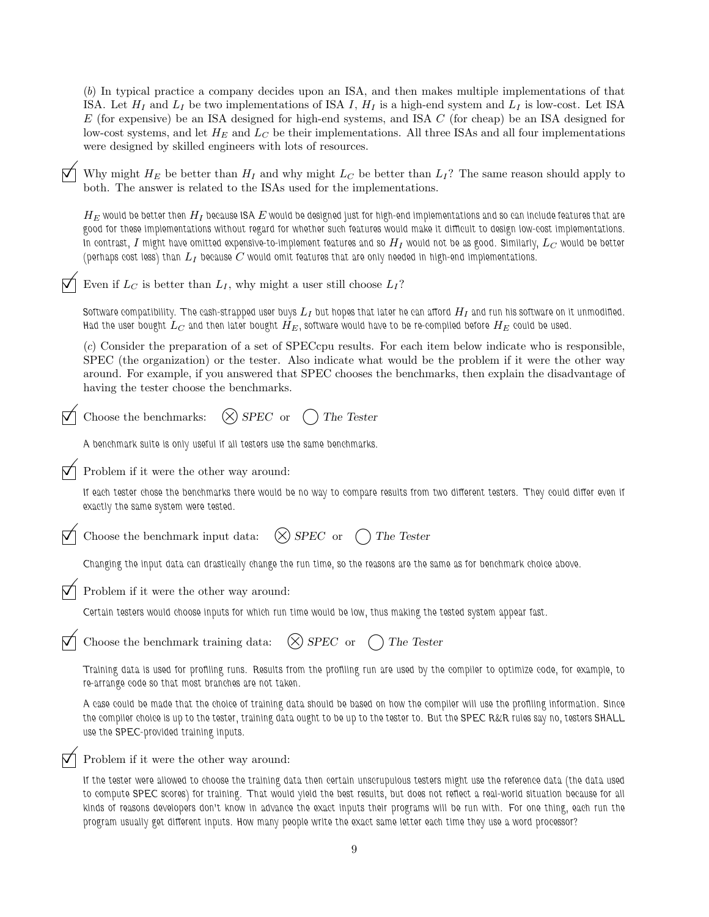(*b*) In typical practice a company decides upon an ISA, and then makes multiple implementations of that ISA. Let $H_I$ and $L_I$ be two implementations of ISA $I$, $H_I$ is a high-end system and $L_I$ is low-cost. Let ISA $E$ (for expensive) be an ISA designed for high-end systems, and ISA $C$ (for cheap) be an ISA designed for low-cost systems, and let $H_E$ and $L_C$ be their implementations. All three ISAs and all four implementations were designed by skilled engineers with lots of resources.

☑ Why might $H_E$ be better than $H_I$ and why might $L_C$ be better than $L_I$? The same reason should apply to both. The answer is related to the ISAs used for the implementations.

$H_E$ would be better then $H_I$ because ISA $E$ would be designed just for high-end implementations and so can include features that are good for these implementations without regard for whether such features would make it difficult to design low-cost implementations. In contrast, $I$ might have omitted expensive-to-implement features and so $H_I$ would not be as good. Similarly, $L_C$ would be better (perhaps cost less) than $L_I$ because $C$ would omit features that are only needed in high-end implementations.

☑ Even if $L_C$ is better than $L_I$, why might a user still choose $L_I$?

Software compatibility. The cash-strapped user buys $L_I$ but hopes that later he can afford $H_I$ and run his software on it unmodified. Had the user bought $L_C$ and then later bought $H_E$, software would have to be re-compiled before $H_E$ could be used.

(*c*) Consider the preparation of a set of SPECcpu results. For each item below indicate who is responsible, SPEC (the organization) or the tester. Also indicate what would be the problem if it were the other way around. For example, if you answered that SPEC chooses the benchmarks, then explain the disadvantage of having the tester choose the benchmarks.

☑ Choose the benchmarks: ⊗ *SPEC* or ◯ *The Tester*

A benchmark suite is only useful if all testers use the same benchmarks.

☑ Problem if it were the other way around:

If each tester chose the benchmarks there would be no way to compare results from two different testers. They could differ even if exactly the same system were tested.

☑ Choose the benchmark input data: ⊗ *SPEC* or ◯ *The Tester*

Changing the input data can drastically change the run time, so the reasons are the same as for benchmark choice above.

☑ Problem if it were the other way around:

Certain testers would choose inputs for which run time would be low, thus making the tested system appear fast.

☑ Choose the benchmark training data: ⊗ *SPEC* or ◯ *The Tester*

Training data is used for profiling runs. Results from the profiling run are used by the compiler to optimize code, for example, to re-arrange code so that most branches are not taken.

A case could be made that the choice of training data should be based on how the compiler will use the profiling information. Since the compiler choice is up to the tester, training data ought to be up to the tester to. But the SPEC R&R rules say no, testers SHALL use the SPEC-provided training inputs.

☑ Problem if it were the other way around:

If the tester were allowed to choose the training data then certain unscrupulous testers might use the reference data (the data used to compute SPEC scores) for training. That would yield the best results, but does not reflect a real-world situation because for all kinds of reasons developers don't know in advance the exact inputs their programs will be run with. For one thing, each run the program usually get different inputs. How many people write the exact same letter each time they use a word processor?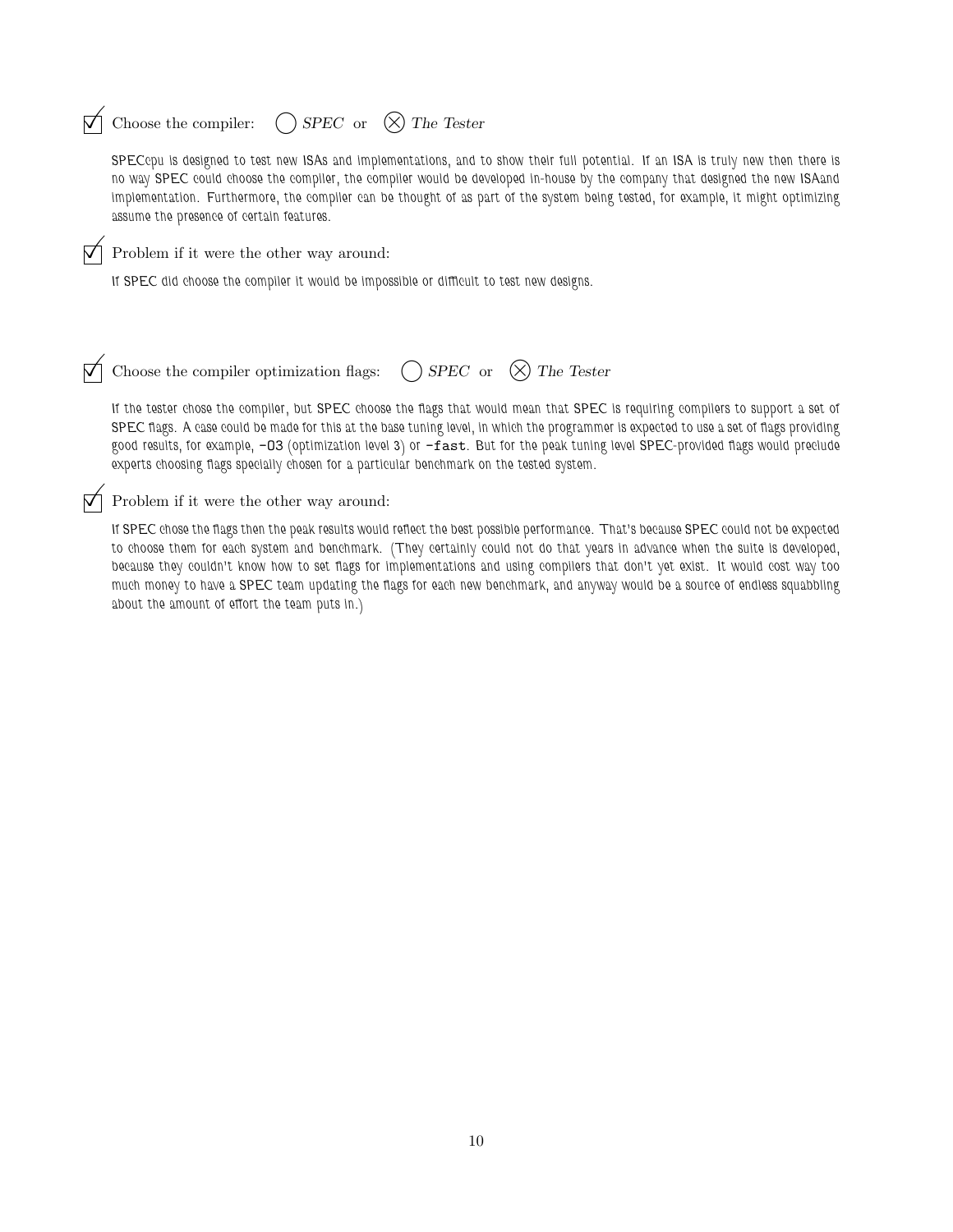☑ Choose the compiler: ◯ *SPEC* or ⊗ *The Tester*

SPECcpu is designed to test new ISAs and implementations, and to show their full potential. If an ISA is truly new then there is no way SPEC could choose the compiler, the compiler would be developed in-house by the company that designed the new ISAand implementation. Furthermore, the compiler can be thought of as part of the system being tested, for example, it might optimizing assume the presence of certain features.

☑ Problem if it were the other way around:

If SPEC did choose the compiler it would be impossible or difficult to test new designs.

☑ Choose the compiler optimization flags: ◯ *SPEC* or ⊗ *The Tester*

If the tester chose the compiler, but SPEC choose the flags that would mean that SPEC is requiring compilers to support a set of SPEC flags. A case could be made for this at the base tuning level, in which the programmer is expected to use a set of flags providing good results, for example, `-O3` (optimization level 3) or `-fast`. But for the peak tuning level SPEC-provided flags would preclude experts choosing flags specially chosen for a particular benchmark on the tested system.

☑ Problem if it were the other way around:

If SPEC chose the flags then the peak results would reflect the best possible performance. That's because SPEC could not be expected to choose them for each system and benchmark. (They certainly could not do that years in advance when the suite is developed, because they couldn't know how to set flags for implementations and using compilers that don't yet exist. It would cost way too much money to have a SPEC team updating the flags for each new benchmark, and anyway would be a source of endless squabbling about the amount of effort the team puts in.)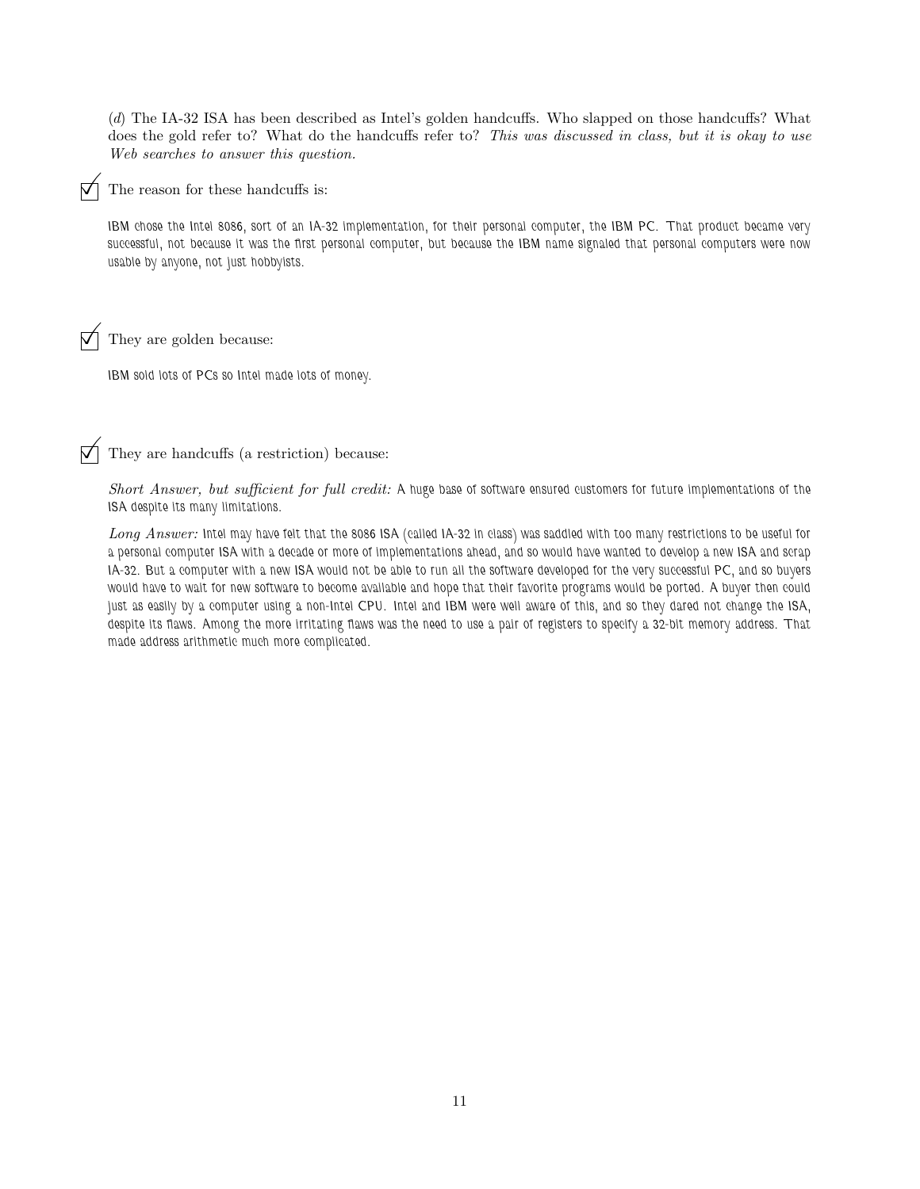(*d*) The IA-32 ISA has been described as Intel's golden handcuffs. Who slapped on those handcuffs? What does the gold refer to? What do the handcuffs refer to? *This was discussed in class, but it is okay to use Web searches to answer this question.*

☑ The reason for these handcuffs is:

IBM chose the Intel 8086, sort of an IA-32 implementation, for their personal computer, the IBM PC. That product became very successful, not because it was the first personal computer, but because the IBM name signaled that personal computers were now usable by anyone, not just hobbyists.

☑ They are golden because:

IBM sold lots of PCs so Intel made lots of money.

☑ They are handcuffs (a restriction) because:

*Short Answer, but sufficient for full credit:* A huge base of software ensured customers for future implementations of the ISA despite its many limitations.

*Long Answer:* Intel may have felt that the 8086 ISA (called IA-32 in class) was saddled with too many restrictions to be useful for a personal computer ISA with a decade or more of implementations ahead, and so would have wanted to develop a new ISA and scrap IA-32. But a computer with a new ISA would not be able to run all the software developed for the very successful PC, and so buyers would have to wait for new software to become available and hope that their favorite programs would be ported. A buyer then could just as easily by a computer using a non-Intel CPU. Intel and IBM were well aware of this, and so they dared not change the ISA, despite its flaws. Among the more irritating flaws was the need to use a pair of registers to specify a 32-bit memory address. That made address arithmetic much more complicated.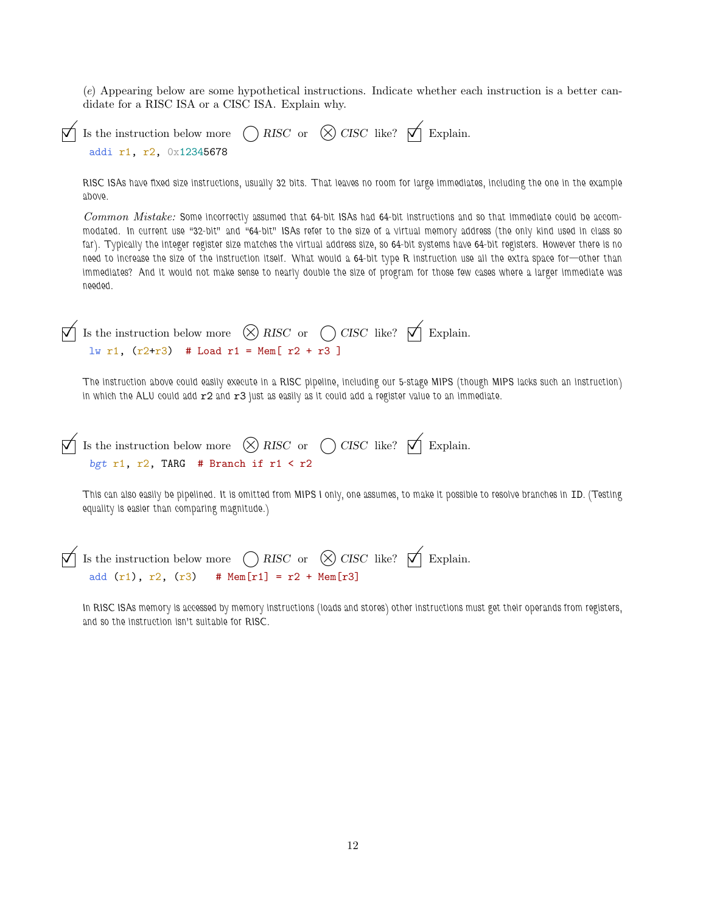(*e*) Appearing below are some hypothetical instructions. Indicate whether each instruction is a better candidate for a RISC ISA or a CISC ISA. Explain why.

☑ Is the instruction below more ◯ *RISC* or ⊗ *CISC* like? ☑ Explain.

```
addi r1, r2, 0x12345678
```

RISC ISAs have fixed size instructions, usually 32 bits. That leaves no room for large immediates, including the one in the example above.

*Common Mistake:* Some incorrectly assumed that 64-bit ISAs had 64-bit instructions and so that immediate could be accommodated. In current use "32-bit" and "64-bit" ISAs refer to the size of a virtual memory address (the only kind used in class so far). Typically the integer register size matches the virtual address size, so 64-bit systems have 64-bit registers. However there is no need to increase the size of the instruction itself. What would a 64-bit type R instruction use all the extra space for—other than immediates? And it would not make sense to nearly double the size of program for those few cases where a larger immediate was needed.

☑ Is the instruction below more ⊗ *RISC* or ◯ *CISC* like? ☑ Explain.

```
lw r1, (r2+r3)  # Load r1 = Mem[ r2 + r3 ]
```

The instruction above could easily execute in a RISC pipeline, including our 5-stage MIPS (though MIPS lacks such an instruction) in which the ALU could add r2 and r3 just as easily as it could add a register value to an immediate.

☑ Is the instruction below more ⊗ *RISC* or ◯ *CISC* like? ☑ Explain.

```
bgt r1, r2, TARG  # Branch if r1 < r2
```

This can also easily be pipelined. It is omitted from MIPS I only, one assumes, to make it possible to resolve branches in ID. (Testing equality is easier than comparing magnitude.)

☑ Is the instruction below more ◯ *RISC* or ⊗ *CISC* like? ☑ Explain.

```
add (r1), r2, (r3)   # Mem[r1] = r2 + Mem[r3]
```

In RISC ISAs memory is accessed by memory instructions (loads and stores) other instructions must get their operands from registers, and so the instruction isn't suitable for RISC.